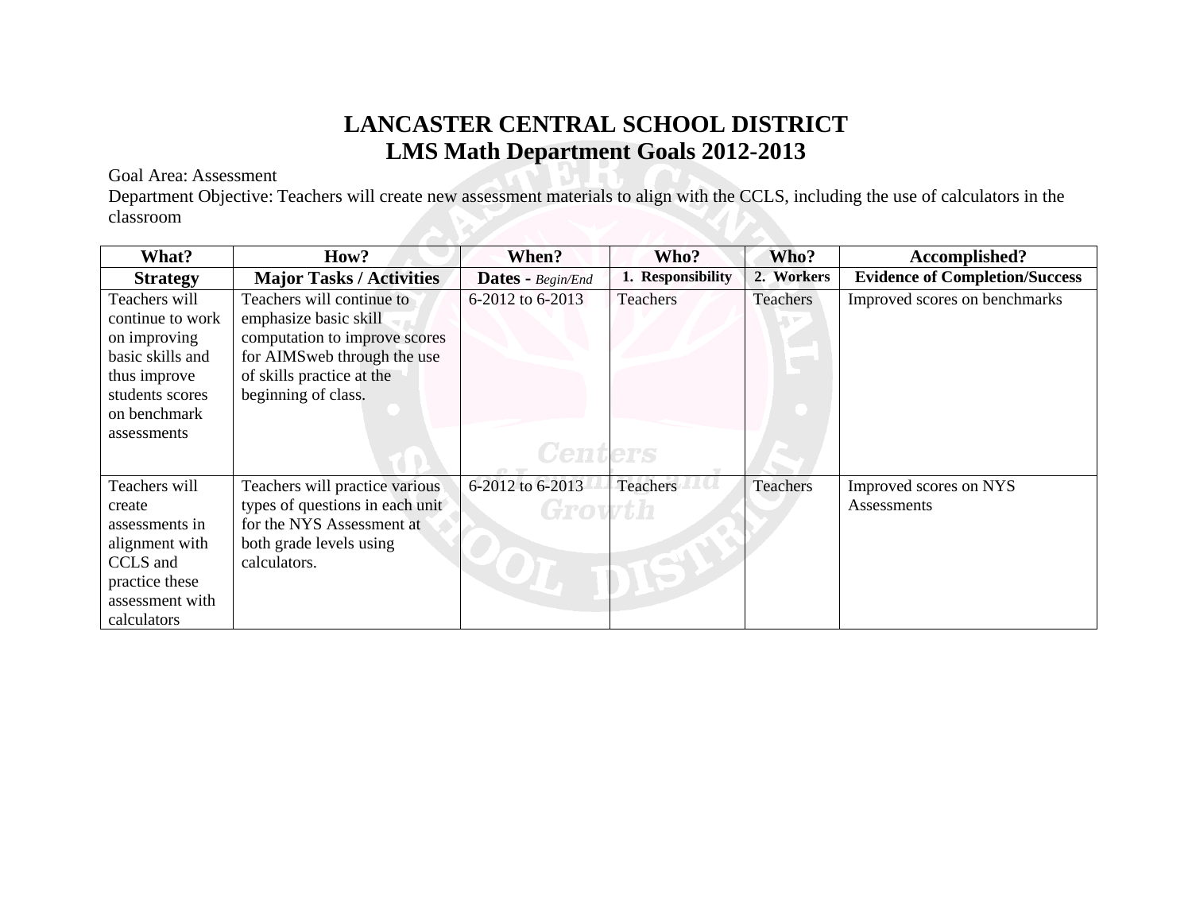# LANCASTER CENTRAL SCHOOL DISTRICT
## LMS Math Department Goals 2012-2013

Goal Area: Assessment

Department Objective: Teachers will create new assessment materials to align with the CCLS, including the use of calculators in the classroom

| What? | How? | When? | Who? | Who? | Accomplished? |
|---|---|---|---|---|---|
| **Strategy** | **Major Tasks / Activities** | **Dates -** *Begin/End* | **1. Responsibility** | **2. Workers** | **Evidence of Completion/Success** |
| Teachers will continue to work on improving basic skills and thus improve students scores on benchmark assessments | Teachers will continue to emphasize basic skill computation to improve scores for AIMSweb through the use of skills practice at the beginning of class. | 6-2012 to 6-2013 | Teachers | Teachers | Improved scores on benchmarks |
| Teachers will create assessments in alignment with CCLS and practice these assessment with calculators | Teachers will practice various types of questions in each unit for the NYS Assessment at both grade levels using calculators. | 6-2012 to 6-2013 | Teachers | Teachers | Improved scores on NYS Assessments |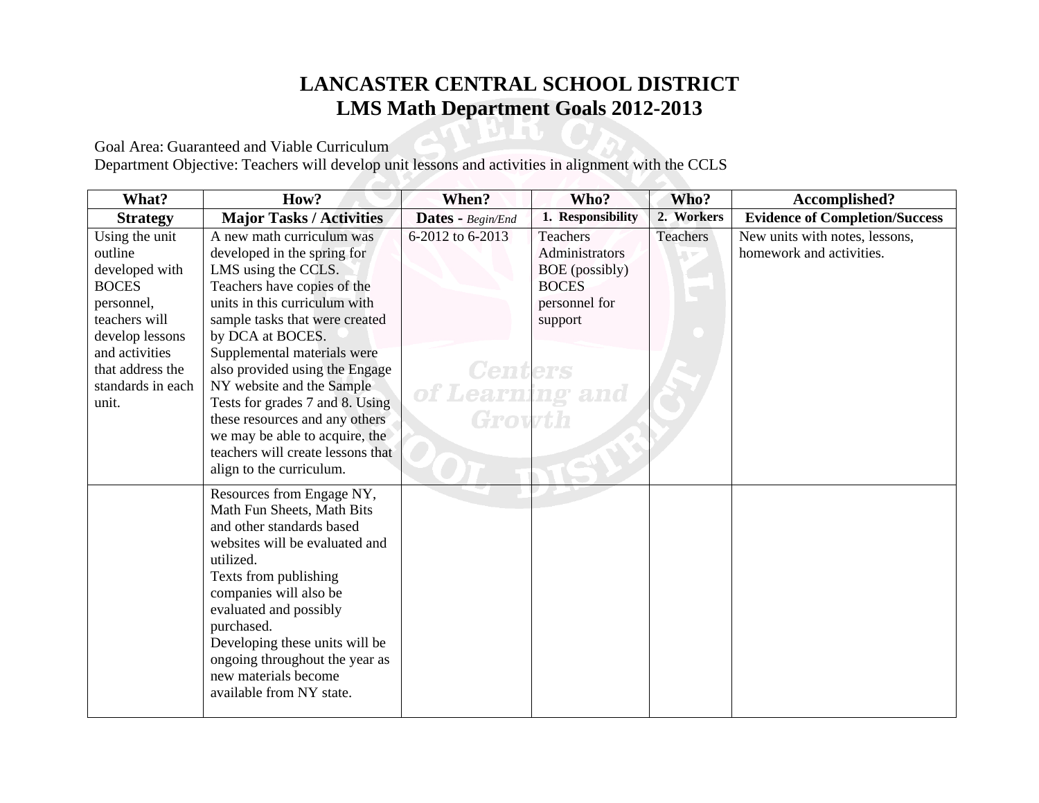# LANCASTER CENTRAL SCHOOL DISTRICT
## LMS Math Department Goals 2012-2013

Goal Area: Guaranteed and Viable Curriculum
Department Objective: Teachers will develop unit lessons and activities in alignment with the CCLS

| What? | How? | When? | Who? | Who? | Accomplished? |
|---|---|---|---|---|---|
| **Strategy** | **Major Tasks / Activities** | **Dates -** *Begin/End* | **1. Responsibility** | **2. Workers** | **Evidence of Completion/Success** |
| Using the unit outline developed with BOCES personnel, teachers will develop lessons and activities that address the standards in each unit. | A new math curriculum was developed in the spring for LMS using the CCLS. Teachers have copies of the units in this curriculum with sample tasks that were created by DCA at BOCES. Supplemental materials were also provided using the Engage NY website and the Sample Tests for grades 7 and 8. Using these resources and any others we may be able to acquire, the teachers will create lessons that align to the curriculum. | 6-2012 to 6-2013 | Teachers Administrators BOE (possibly) BOCES personnel for support | Teachers | New units with notes, lessons, homework and activities. |
| | Resources from Engage NY, Math Fun Sheets, Math Bits and other standards based websites will be evaluated and utilized. Texts from publishing companies will also be evaluated and possibly purchased. Developing these units will be ongoing throughout the year as new materials become available from NY state. | | | | |